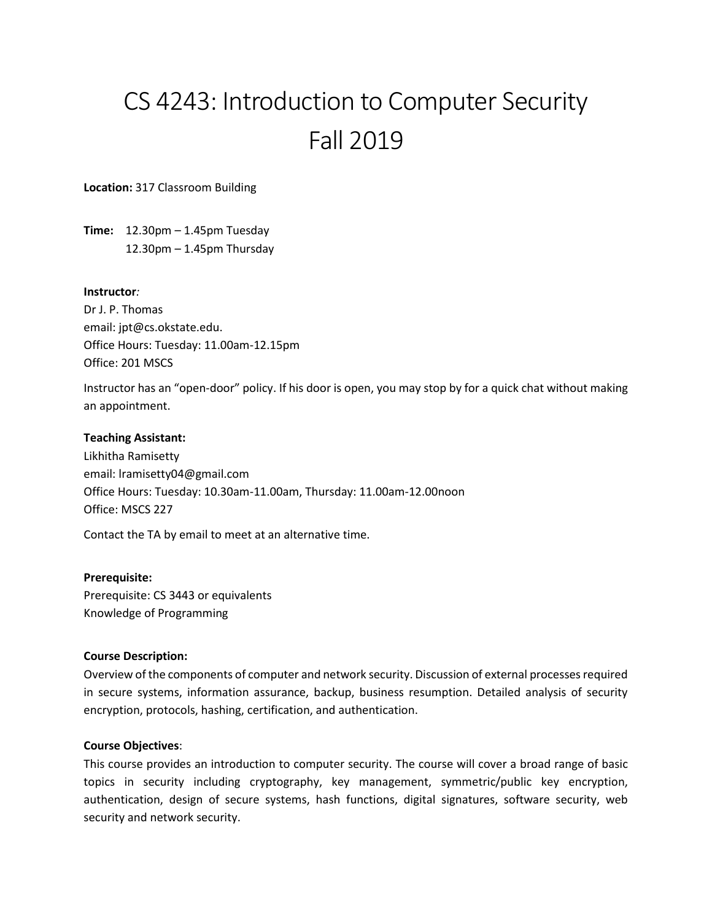# CS 4243: Introduction to Computer Security
# Fall 2019

**Location:** 317 Classroom Building

**Time:** 12.30pm – 1.45pm Tuesday
12.30pm – 1.45pm Thursday

**Instructor***:*
Dr J. P. Thomas
email: jpt@cs.okstate.edu.
Office Hours: Tuesday: 11.00am-12.15pm
Office: 201 MSCS

Instructor has an "open-door" policy. If his door is open, you may stop by for a quick chat without making an appointment.

**Teaching Assistant:**
Likhitha Ramisetty
email: lramisetty04@gmail.com
Office Hours: Tuesday: 10.30am-11.00am, Thursday: 11.00am-12.00noon
Office: MSCS 227

Contact the TA by email to meet at an alternative time.

**Prerequisite:**
Prerequisite: CS 3443 or equivalents
Knowledge of Programming

**Course Description:**
Overview of the components of computer and network security. Discussion of external processes required in secure systems, information assurance, backup, business resumption. Detailed analysis of security encryption, protocols, hashing, certification, and authentication.

**Course Objectives**:
This course provides an introduction to computer security. The course will cover a broad range of basic topics in security including cryptography, key management, symmetric/public key encryption, authentication, design of secure systems, hash functions, digital signatures, software security, web security and network security.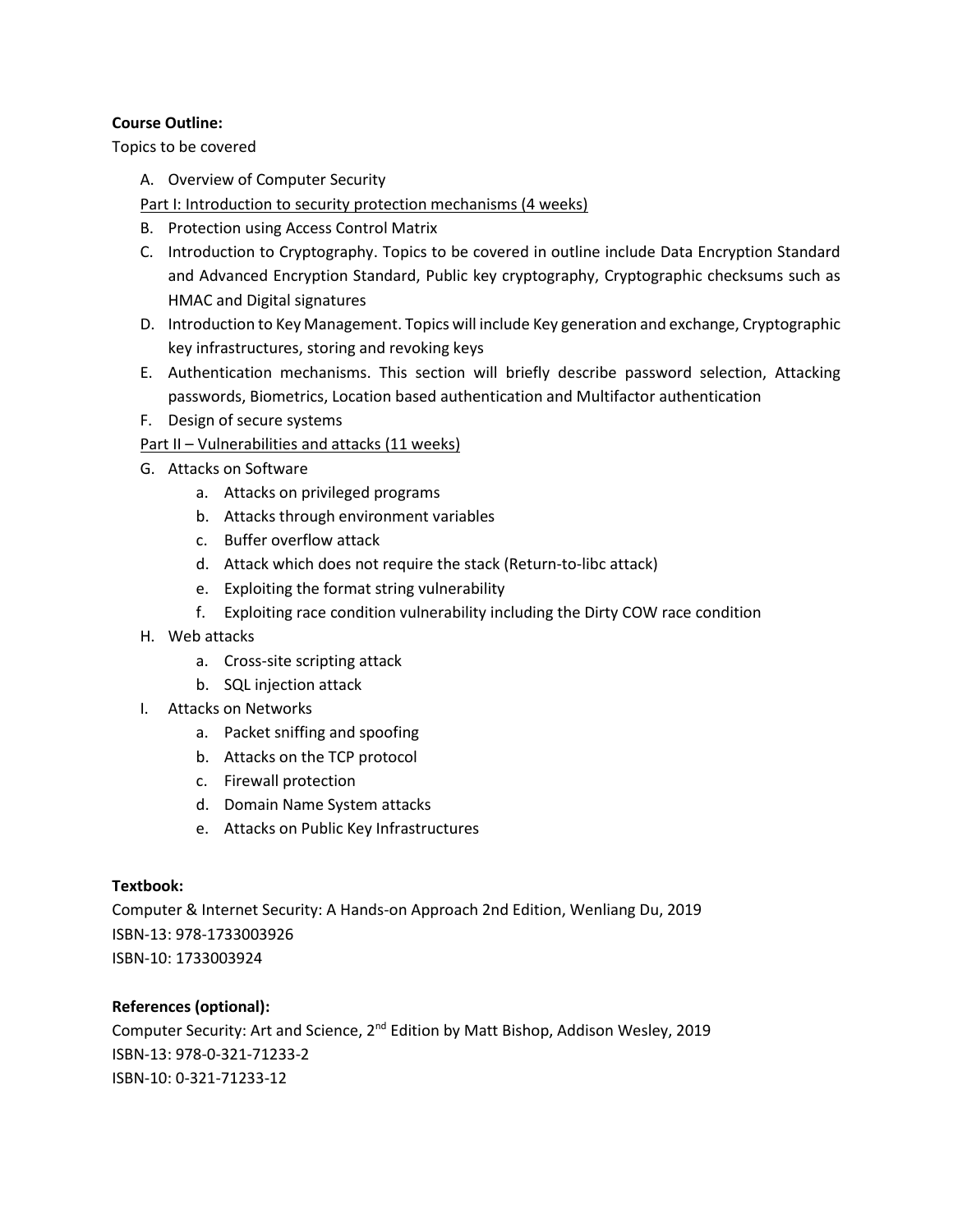**Course Outline:**

Topics to be covered

A. Overview of Computer Security

Part I: Introduction to security protection mechanisms (4 weeks)

B. Protection using Access Control Matrix
C. Introduction to Cryptography. Topics to be covered in outline include Data Encryption Standard and Advanced Encryption Standard, Public key cryptography, Cryptographic checksums such as HMAC and Digital signatures
D. Introduction to Key Management. Topics will include Key generation and exchange, Cryptographic key infrastructures, storing and revoking keys
E. Authentication mechanisms. This section will briefly describe password selection, Attacking passwords, Biometrics, Location based authentication and Multifactor authentication
F. Design of secure systems

Part II – Vulnerabilities and attacks (11 weeks)

G. Attacks on Software
    a. Attacks on privileged programs
    b. Attacks through environment variables
    c. Buffer overflow attack
    d. Attack which does not require the stack (Return-to-libc attack)
    e. Exploiting the format string vulnerability
    f. Exploiting race condition vulnerability including the Dirty COW race condition
H. Web attacks
    a. Cross-site scripting attack
    b. SQL injection attack
I. Attacks on Networks
    a. Packet sniffing and spoofing
    b. Attacks on the TCP protocol
    c. Firewall protection
    d. Domain Name System attacks
    e. Attacks on Public Key Infrastructures

**Textbook:**

Computer & Internet Security: A Hands-on Approach 2nd Edition, Wenliang Du, 2019
ISBN-13: 978-1733003926
ISBN-10: 1733003924

**References (optional):**

Computer Security: Art and Science, 2nd Edition by Matt Bishop, Addison Wesley, 2019
ISBN-13: 978-0-321-71233-2
ISBN-10: 0-321-71233-12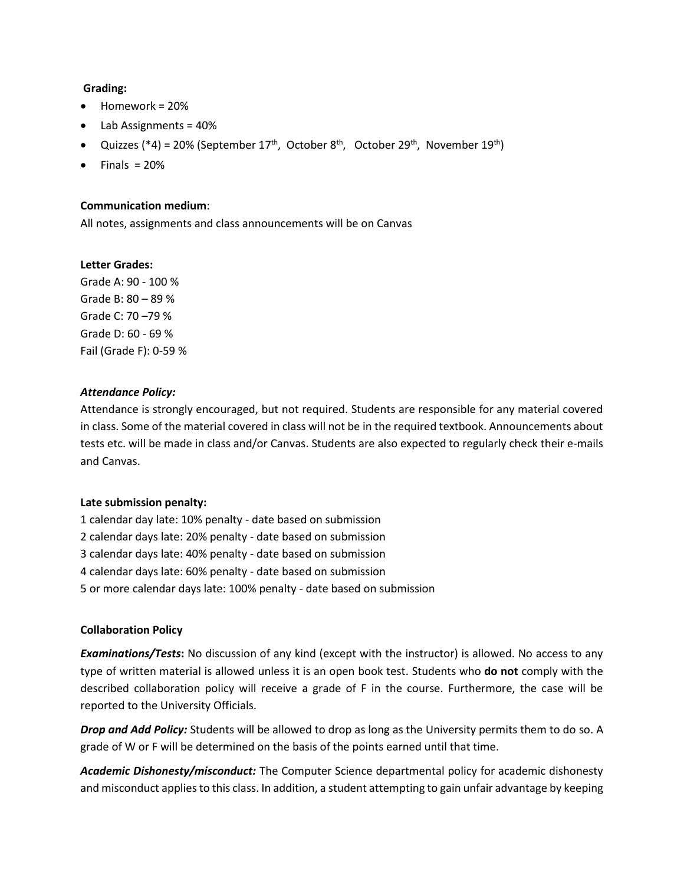**Grading:**

- Homework = 20%
- Lab Assignments = 40%
- Quizzes (*4) = 20% (September 17th, October 8th, October 29th, November 19th)
- Finals = 20%

**Communication medium**:
All notes, assignments and class announcements will be on Canvas

**Letter Grades:**
Grade A: 90 - 100 %
Grade B: 80 – 89 %
Grade C: 70 –79 %
Grade D: 60 - 69 %
Fail (Grade F): 0-59 %

***Attendance Policy:***
Attendance is strongly encouraged, but not required. Students are responsible for any material covered in class. Some of the material covered in class will not be in the required textbook. Announcements about tests etc. will be made in class and/or Canvas. Students are also expected to regularly check their e-mails and Canvas.

**Late submission penalty:**
1 calendar day late: 10% penalty - date based on submission
2 calendar days late: 20% penalty - date based on submission
3 calendar days late: 40% penalty - date based on submission
4 calendar days late: 60% penalty - date based on submission
5 or more calendar days late: 100% penalty - date based on submission

**Collaboration Policy**

***Examinations/Tests*****:** No discussion of any kind (except with the instructor) is allowed. No access to any type of written material is allowed unless it is an open book test. Students who **do not** comply with the described collaboration policy will receive a grade of F in the course. Furthermore, the case will be reported to the University Officials.

***Drop and Add Policy:*** Students will be allowed to drop as long as the University permits them to do so. A grade of W or F will be determined on the basis of the points earned until that time.

***Academic Dishonesty/misconduct:*** The Computer Science departmental policy for academic dishonesty and misconduct applies to this class. In addition, a student attempting to gain unfair advantage by keeping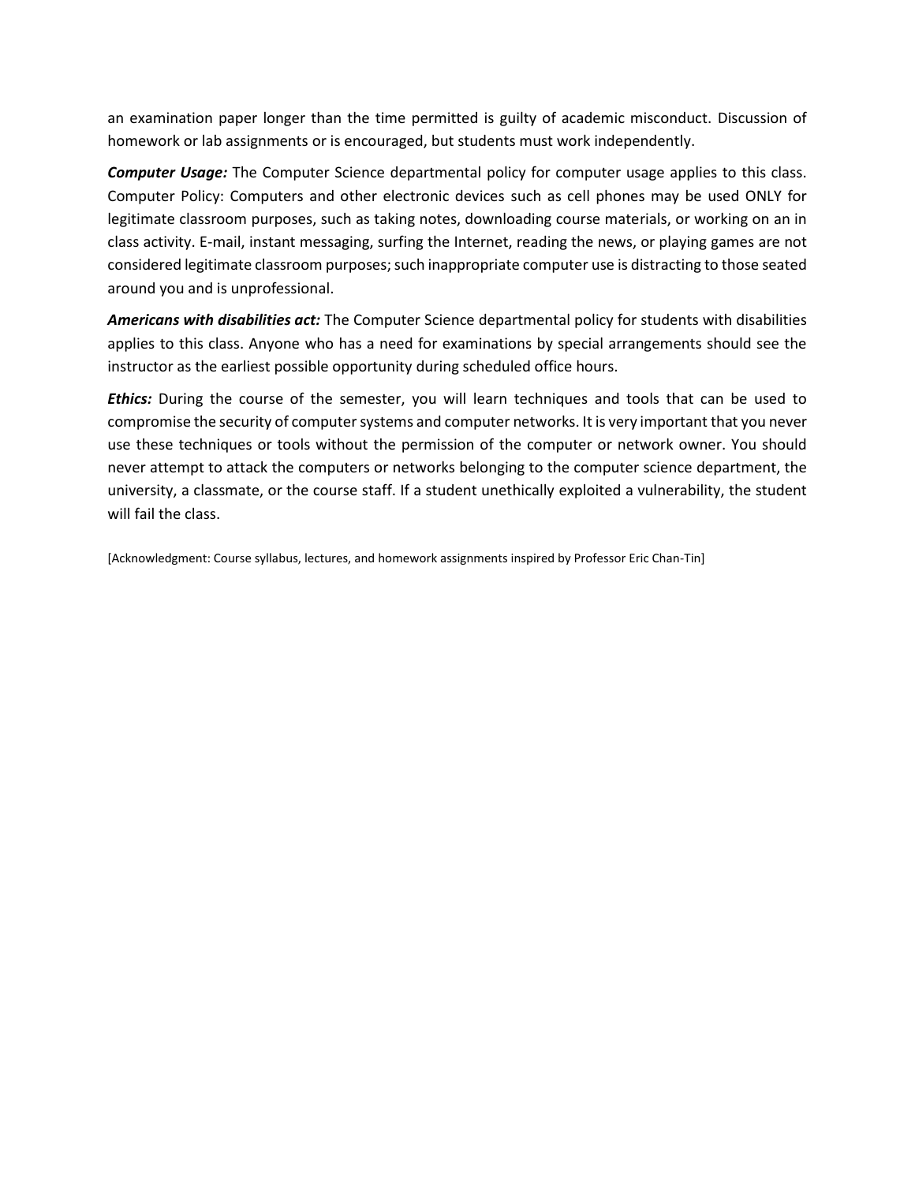an examination paper longer than the time permitted is guilty of academic misconduct. Discussion of homework or lab assignments or is encouraged, but students must work independently.

***Computer Usage:*** The Computer Science departmental policy for computer usage applies to this class. Computer Policy: Computers and other electronic devices such as cell phones may be used ONLY for legitimate classroom purposes, such as taking notes, downloading course materials, or working on an in class activity. E-mail, instant messaging, surfing the Internet, reading the news, or playing games are not considered legitimate classroom purposes; such inappropriate computer use is distracting to those seated around you and is unprofessional.

***Americans with disabilities act:*** The Computer Science departmental policy for students with disabilities applies to this class. Anyone who has a need for examinations by special arrangements should see the instructor as the earliest possible opportunity during scheduled office hours.

***Ethics:*** During the course of the semester, you will learn techniques and tools that can be used to compromise the security of computer systems and computer networks. It is very important that you never use these techniques or tools without the permission of the computer or network owner. You should never attempt to attack the computers or networks belonging to the computer science department, the university, a classmate, or the course staff. If a student unethically exploited a vulnerability, the student will fail the class.

[Acknowledgment: Course syllabus, lectures, and homework assignments inspired by Professor Eric Chan-Tin]